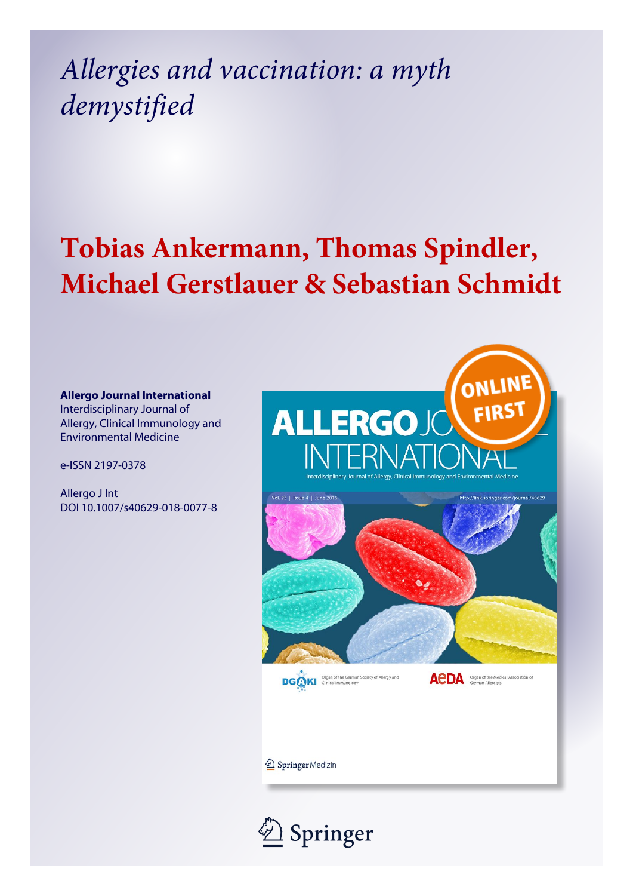# *Allergies and vaccination: a myth demystified*

## Tobias Ankermann, Thomas Spindler, Michael Gerstlauer & Sebastian Schmidt

**Allergo Journal International**
Interdisciplinary Journal of Allergy, Clinical Immunology and Environmental Medicine

e-ISSN 2197-0378

Allergo J Int
DOI 10.1007/s40629-018-0077-8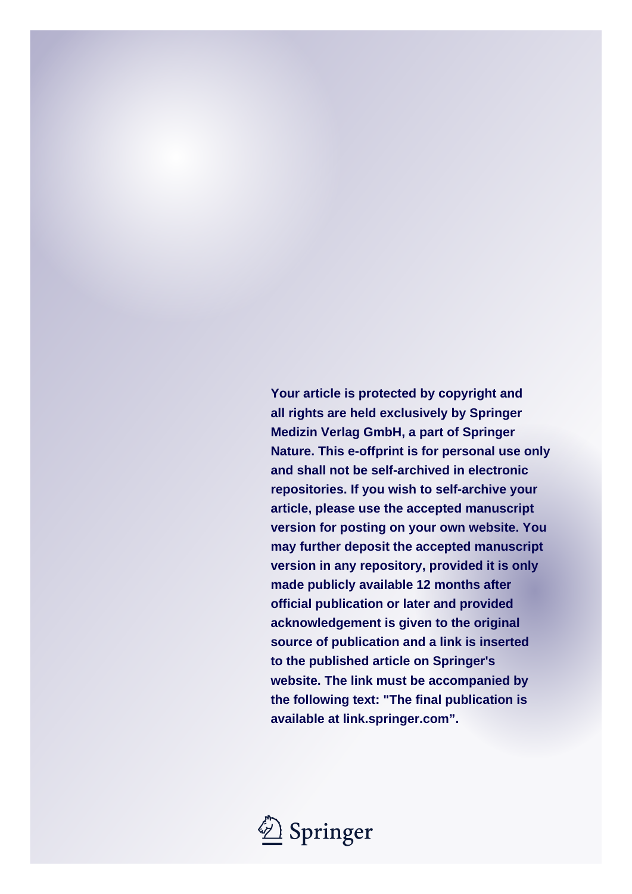**Your article is protected by copyright and all rights are held exclusively by Springer Medizin Verlag GmbH, a part of Springer Nature. This e-offprint is for personal use only and shall not be self-archived in electronic repositories. If you wish to self-archive your article, please use the accepted manuscript version for posting on your own website. You may further deposit the accepted manuscript version in any repository, provided it is only made publicly available 12 months after official publication or later and provided acknowledgement is given to the original source of publication and a link is inserted to the published article on Springer's website. The link must be accompanied by the following text: "The final publication is available at link.springer.com".**

Springer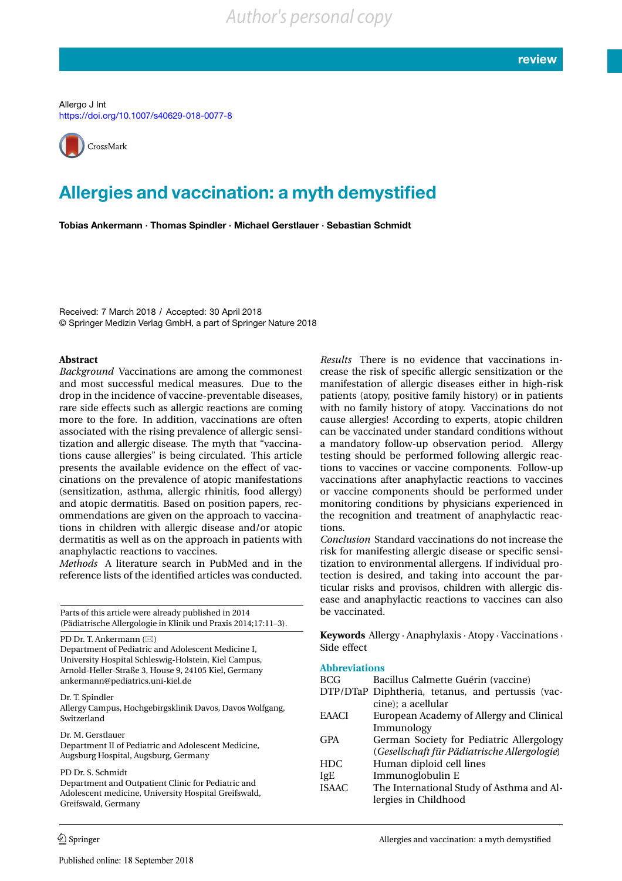Allergo J Int
https://doi.org/10.1007/s40629-018-0077-8

# Allergies and vaccination: a myth demystified

**Tobias Ankermann · Thomas Spindler · Michael Gerstlauer · Sebastian Schmidt**

Received: 7 March 2018 / Accepted: 30 April 2018
© Springer Medizin Verlag GmbH, a part of Springer Nature 2018

## Abstract

*Background* Vaccinations are among the commonest and most successful medical measures. Due to the drop in the incidence of vaccine-preventable diseases, rare side effects such as allergic reactions are coming more to the fore. In addition, vaccinations are often associated with the rising prevalence of allergic sensitization and allergic disease. The myth that "vaccinations cause allergies" is being circulated. This article presents the available evidence on the effect of vaccinations on the prevalence of atopic manifestations (sensitization, asthma, allergic rhinitis, food allergy) and atopic dermatitis. Based on position papers, recommendations are given on the approach to vaccinations in children with allergic disease and/or atopic dermatitis as well as on the approach in patients with anaphylactic reactions to vaccines.

*Methods* A literature search in PubMed and in the reference lists of the identified articles was conducted.

*Results* There is no evidence that vaccinations increase the risk of specific allergic sensitization or the manifestation of allergic diseases either in high-risk patients (atopy, positive family history) or in patients with no family history of atopy. Vaccinations do not cause allergies! According to experts, atopic children can be vaccinated under standard conditions without a mandatory follow-up observation period. Allergy testing should be performed following allergic reactions to vaccines or vaccine components. Follow-up vaccinations after anaphylactic reactions to vaccines or vaccine components should be performed under monitoring conditions by physicians experienced in the recognition and treatment of anaphylactic reactions.

*Conclusion* Standard vaccinations do not increase the risk for manifesting allergic disease or specific sensitization to environmental allergens. If individual protection is desired, and taking into account the particular risks and provisos, children with allergic disease and anaphylactic reactions to vaccines can also be vaccinated.

**Keywords** Allergy · Anaphylaxis · Atopy · Vaccinations · Side effect

Parts of this article were already published in 2014 (Pädiatrische Allergologie in Klinik und Praxis 2014;17:11–3).

PD Dr. T. Ankermann (✉)
Department of Pediatric and Adolescent Medicine I, University Hospital Schleswig-Holstein, Kiel Campus, Arnold-Heller-Straße 3, House 9, 24105 Kiel, Germany
ankermann@pediatrics.uni-kiel.de

Dr. T. Spindler
Allergy Campus, Hochgebirgsklinik Davos, Davos Wolfgang, Switzerland

Dr. M. Gerstlauer
Department II of Pediatric and Adolescent Medicine, Augsburg Hospital, Augsburg, Germany

PD Dr. S. Schmidt
Department and Outpatient Clinic for Pediatric and Adolescent medicine, University Hospital Greifswald, Greifswald, Germany

### Abbreviations

| | |
|---|---|
| BCG | Bacillus Calmette Guérin (vaccine) |
| DTP/DTaP | Diphtheria, tetanus, and pertussis (vaccine); a acellular |
| EAACI | European Academy of Allergy and Clinical Immunology |
| GPA | German Society for Pediatric Allergology (*Gesellschaft für Pädiatrische Allergologie*) |
| HDC | Human diploid cell lines |
| IgE | Immunoglobulin E |
| ISAAC | The International Study of Asthma and Allergies in Childhood |

Published online: 18 September 2018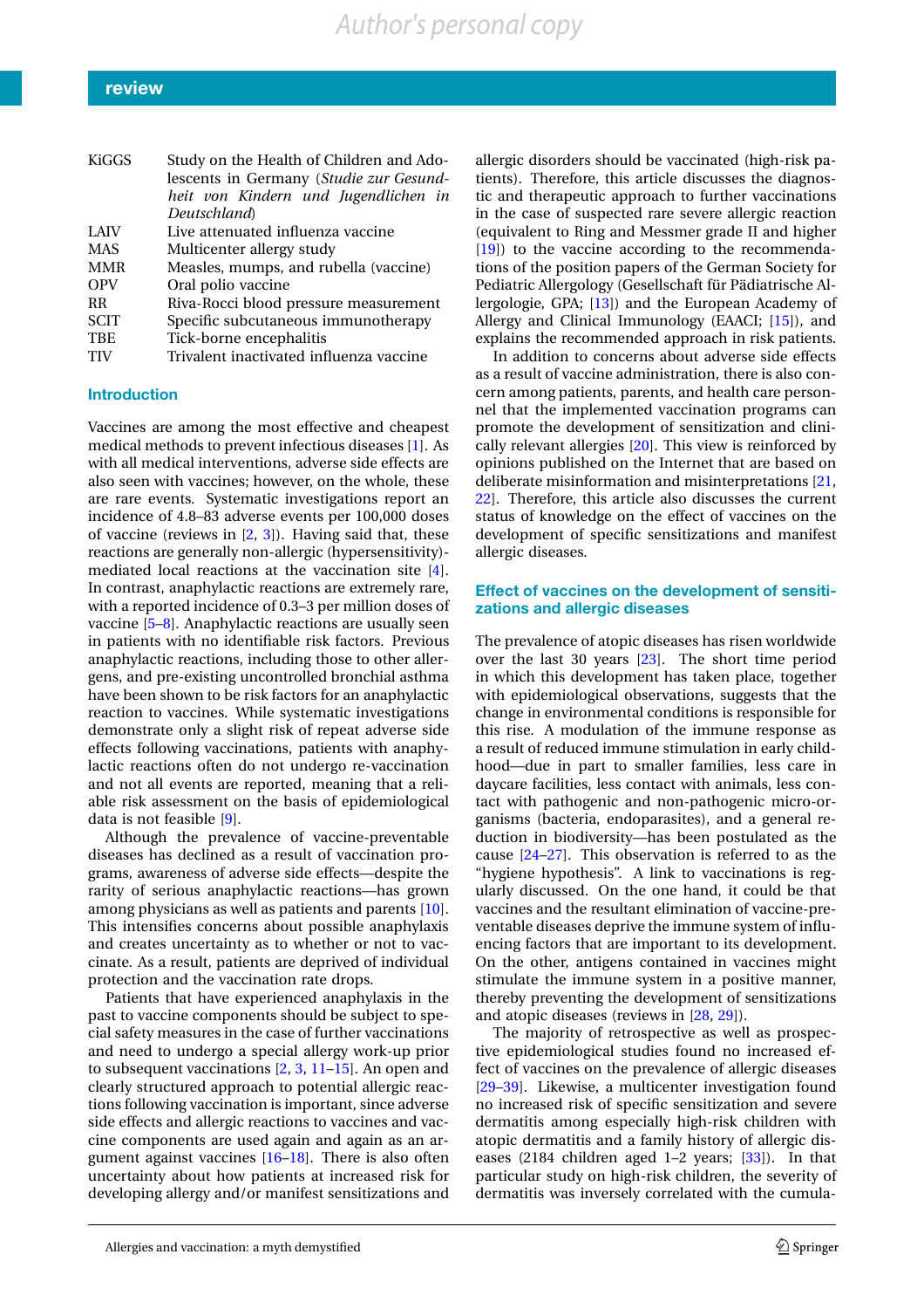| | |
|---|---|
| KiGGS | Study on the Health of Children and Adolescents in Germany (*Studie zur Gesundheit von Kindern und Jugendlichen in Deutschland*) |
| LAIV | Live attenuated influenza vaccine |
| MAS | Multicenter allergy study |
| MMR | Measles, mumps, and rubella (vaccine) |
| OPV | Oral polio vaccine |
| RR | Riva-Rocci blood pressure measurement |
| SCIT | Specific subcutaneous immunotherapy |
| TBE | Tick-borne encephalitis |
| TIV | Trivalent inactivated influenza vaccine |

## Introduction

Vaccines are among the most effective and cheapest medical methods to prevent infectious diseases [1]. As with all medical interventions, adverse side effects are also seen with vaccines; however, on the whole, these are rare events. Systematic investigations report an incidence of 4.8–83 adverse events per 100,000 doses of vaccine (reviews in [2, 3]). Having said that, these reactions are generally non-allergic (hypersensitivity)-mediated local reactions at the vaccination site [4]. In contrast, anaphylactic reactions are extremely rare, with a reported incidence of 0.3–3 per million doses of vaccine [5–8]. Anaphylactic reactions are usually seen in patients with no identifiable risk factors. Previous anaphylactic reactions, including those to other allergens, and pre-existing uncontrolled bronchial asthma have been shown to be risk factors for an anaphylactic reaction to vaccines. While systematic investigations demonstrate only a slight risk of repeat adverse side effects following vaccinations, patients with anaphylactic reactions often do not undergo re-vaccination and not all events are reported, meaning that a reliable risk assessment on the basis of epidemiological data is not feasible [9].

Although the prevalence of vaccine-preventable diseases has declined as a result of vaccination programs, awareness of adverse side effects—despite the rarity of serious anaphylactic reactions—has grown among physicians as well as patients and parents [10]. This intensifies concerns about possible anaphylaxis and creates uncertainty as to whether or not to vaccinate. As a result, patients are deprived of individual protection and the vaccination rate drops.

Patients that have experienced anaphylaxis in the past to vaccine components should be subject to special safety measures in the case of further vaccinations and need to undergo a special allergy work-up prior to subsequent vaccinations [2, 3, 11–15]. An open and clearly structured approach to potential allergic reactions following vaccination is important, since adverse side effects and allergic reactions to vaccines and vaccine components are used again and again as an argument against vaccines [16–18]. There is also often uncertainty about how patients at increased risk for developing allergy and/or manifest sensitizations and allergic disorders should be vaccinated (high-risk patients). Therefore, this article discusses the diagnostic and therapeutic approach to further vaccinations in the case of suspected rare severe allergic reaction (equivalent to Ring and Messmer grade II and higher [19]) to the vaccine according to the recommendations of the position papers of the German Society for Pediatric Allergology (Gesellschaft für Pädiatrische Allergologie, GPA; [13]) and the European Academy of Allergy and Clinical Immunology (EAACI; [15]), and explains the recommended approach in risk patients.

In addition to concerns about adverse side effects as a result of vaccine administration, there is also concern among patients, parents, and health care personnel that the implemented vaccination programs can promote the development of sensitization and clinically relevant allergies [20]. This view is reinforced by opinions published on the Internet that are based on deliberate misinformation and misinterpretations [21, 22]. Therefore, this article also discusses the current status of knowledge on the effect of vaccines on the development of specific sensitizations and manifest allergic diseases.

## Effect of vaccines on the development of sensitizations and allergic diseases

The prevalence of atopic diseases has risen worldwide over the last 30 years [23]. The short time period in which this development has taken place, together with epidemiological observations, suggests that the change in environmental conditions is responsible for this rise. A modulation of the immune response as a result of reduced immune stimulation in early childhood—due in part to smaller families, less care in daycare facilities, less contact with animals, less contact with pathogenic and non-pathogenic micro-organisms (bacteria, endoparasites), and a general reduction in biodiversity—has been postulated as the cause [24–27]. This observation is referred to as the "hygiene hypothesis". A link to vaccinations is regularly discussed. On the one hand, it could be that vaccines and the resultant elimination of vaccine-preventable diseases deprive the immune system of influencing factors that are important to its development. On the other, antigens contained in vaccines might stimulate the immune system in a positive manner, thereby preventing the development of sensitizations and atopic diseases (reviews in [28, 29]).

The majority of retrospective as well as prospective epidemiological studies found no increased effect of vaccines on the prevalence of allergic diseases [29–39]. Likewise, a multicenter investigation found no increased risk of specific sensitization and severe dermatitis among especially high-risk children with atopic dermatitis and a family history of allergic diseases (2184 children aged 1–2 years; [33]). In that particular study on high-risk children, the severity of dermatitis was inversely correlated with the cumula-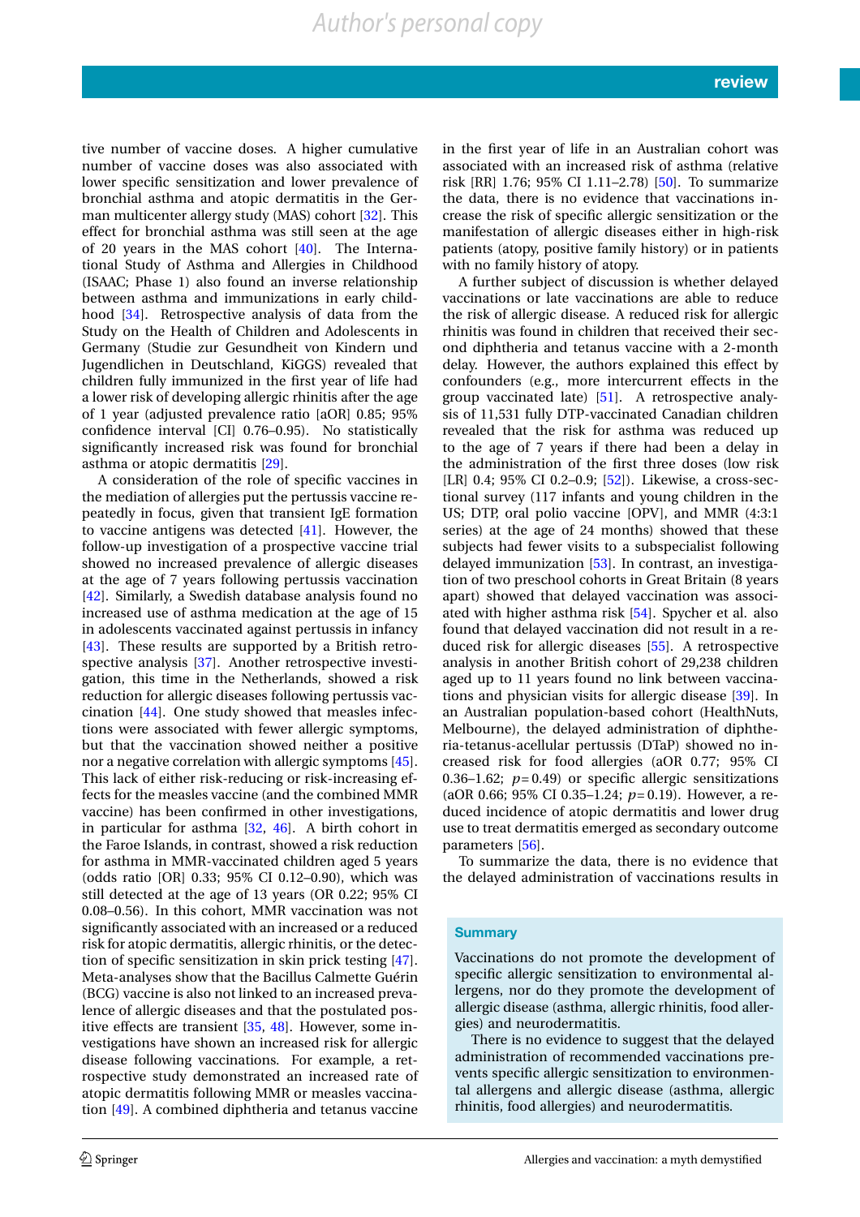tive number of vaccine doses. A higher cumulative number of vaccine doses was also associated with lower specific sensitization and lower prevalence of bronchial asthma and atopic dermatitis in the German multicenter allergy study (MAS) cohort [32]. This effect for bronchial asthma was still seen at the age of 20 years in the MAS cohort [40]. The International Study of Asthma and Allergies in Childhood (ISAAC; Phase 1) also found an inverse relationship between asthma and immunizations in early childhood [34]. Retrospective analysis of data from the Study on the Health of Children and Adolescents in Germany (Studie zur Gesundheit von Kindern und Jugendlichen in Deutschland, KiGGS) revealed that children fully immunized in the first year of life had a lower risk of developing allergic rhinitis after the age of 1 year (adjusted prevalence ratio [aOR] 0.85; 95% confidence interval [CI] 0.76–0.95). No statistically significantly increased risk was found for bronchial asthma or atopic dermatitis [29].

A consideration of the role of specific vaccines in the mediation of allergies put the pertussis vaccine repeatedly in focus, given that transient IgE formation to vaccine antigens was detected [41]. However, the follow-up investigation of a prospective vaccine trial showed no increased prevalence of allergic diseases at the age of 7 years following pertussis vaccination [42]. Similarly, a Swedish database analysis found no increased use of asthma medication at the age of 15 in adolescents vaccinated against pertussis in infancy [43]. These results are supported by a British retrospective analysis [37]. Another retrospective investigation, this time in the Netherlands, showed a risk reduction for allergic diseases following pertussis vaccination [44]. One study showed that measles infections were associated with fewer allergic symptoms, but that the vaccination showed neither a positive nor a negative correlation with allergic symptoms [45]. This lack of either risk-reducing or risk-increasing effects for the measles vaccine (and the combined MMR vaccine) has been confirmed in other investigations, in particular for asthma [32, 46]. A birth cohort in the Faroe Islands, in contrast, showed a risk reduction for asthma in MMR-vaccinated children aged 5 years (odds ratio [OR] 0.33; 95% CI 0.12–0.90), which was still detected at the age of 13 years (OR 0.22; 95% CI 0.08–0.56). In this cohort, MMR vaccination was not significantly associated with an increased or a reduced risk for atopic dermatitis, allergic rhinitis, or the detection of specific sensitization in skin prick testing [47]. Meta-analyses show that the Bacillus Calmette Guérin (BCG) vaccine is also not linked to an increased prevalence of allergic diseases and that the postulated positive effects are transient [35, 48]. However, some investigations have shown an increased risk for allergic disease following vaccinations. For example, a retrospective study demonstrated an increased rate of atopic dermatitis following MMR or measles vaccination [49]. A combined diphtheria and tetanus vaccine in the first year of life in an Australian cohort was associated with an increased risk of asthma (relative risk [RR] 1.76; 95% CI 1.11–2.78) [50]. To summarize the data, there is no evidence that vaccinations increase the risk of specific allergic sensitization or the manifestation of allergic diseases either in high-risk patients (atopy, positive family history) or in patients with no family history of atopy.

A further subject of discussion is whether delayed vaccinations or late vaccinations are able to reduce the risk of allergic disease. A reduced risk for allergic rhinitis was found in children that received their second diphtheria and tetanus vaccine with a 2-month delay. However, the authors explained this effect by confounders (e.g., more intercurrent effects in the group vaccinated late) [51]. A retrospective analysis of 11,531 fully DTP-vaccinated Canadian children revealed that the risk for asthma was reduced up to the age of 7 years if there had been a delay in the administration of the first three doses (low risk [LR] 0.4; 95% CI 0.2–0.9; [52]). Likewise, a cross-sectional survey (117 infants and young children in the US; DTP, oral polio vaccine [OPV], and MMR (4:3:1 series) at the age of 24 months) showed that these subjects had fewer visits to a subspecialist following delayed immunization [53]. In contrast, an investigation of two preschool cohorts in Great Britain (8 years apart) showed that delayed vaccination was associated with higher asthma risk [54]. Spycher et al. also found that delayed vaccination did not result in a reduced risk for allergic diseases [55]. A retrospective analysis in another British cohort of 29,238 children aged up to 11 years found no link between vaccinations and physician visits for allergic disease [39]. In an Australian population-based cohort (HealthNuts, Melbourne), the delayed administration of diphtheria-tetanus-acellular pertussis (DTaP) showed no increased risk for food allergies (aOR 0.77; 95% CI 0.36–1.62; $p = 0.49$) or specific allergic sensitizations (aOR 0.66; 95% CI 0.35–1.24; $p = 0.19$). However, a reduced incidence of atopic dermatitis and lower drug use to treat dermatitis emerged as secondary outcome parameters [56].

To summarize the data, there is no evidence that the delayed administration of vaccinations results in

### Summary

Vaccinations do not promote the development of specific allergic sensitization to environmental allergens, nor do they promote the development of allergic disease (asthma, allergic rhinitis, food allergies) and neurodermatitis.

There is no evidence to suggest that the delayed administration of recommended vaccinations prevents specific allergic sensitization to environmental allergens and allergic disease (asthma, allergic rhinitis, food allergies) and neurodermatitis.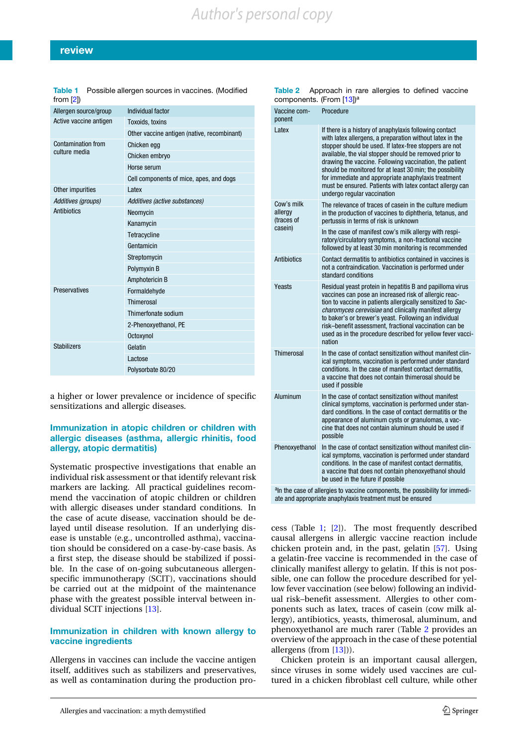Table 1 Possible allergen sources in vaccines. (Modified from [2])

| Allergen source/group | Individual factor |
|---|---|
| Active vaccine antigen | Toxoids, toxins |
| | Other vaccine antigen (native, recombinant) |
| Contamination from culture media | Chicken egg |
| | Chicken embryo |
| | Horse serum |
| | Cell components of mice, apes, and dogs |
| Other impurities | Latex |
| *Additives (groups)* | *Additives (active substances)* |
| Antibiotics | Neomycin |
| | Kanamycin |
| | Tetracycline |
| | Gentamicin |
| | Streptomycin |
| | Polymyxin B |
| | Amphotericin B |
| Preservatives | Formaldehyde |
| | Thimerosal |
| | Thimerfonate sodium |
| | 2-Phenoxyethanol, PE |
| | Octoxynol |
| Stabilizers | Gelatin |
| | Lactose |
| | Polysorbate 80/20 |

a higher or lower prevalence or incidence of specific sensitizations and allergic diseases.

## Immunization in atopic children or children with allergic diseases (asthma, allergic rhinitis, food allergy, atopic dermatitis)

Systematic prospective investigations that enable an individual risk assessment or that identify relevant risk markers are lacking. All practical guidelines recommend the vaccination of atopic children or children with allergic diseases under standard conditions. In the case of acute disease, vaccination should be delayed until disease resolution. If an underlying disease is unstable (e.g., uncontrolled asthma), vaccination should be considered on a case-by-case basis. As a first step, the disease should be stabilized if possible. In the case of on-going subcutaneous allergen-specific immunotherapy (SCIT), vaccinations should be carried out at the midpoint of the maintenance phase with the greatest possible interval between individual SCIT injections [13].

## Immunization in children with known allergy to vaccine ingredients

Allergens in vaccines can include the vaccine antigen itself, additives such as stabilizers and preservatives, as well as contamination during the production process (Table 1; [2]). The most frequently described causal allergens in allergic vaccine reaction include chicken protein and, in the past, gelatin [57]. Using a gelatin-free vaccine is recommended in the case of clinically manifest allergy to gelatin. If this is not possible, one can follow the procedure described for yellow fever vaccination (see below) following an individual risk–benefit assessment. Allergies to other components such as latex, traces of casein (cow milk allergy), antibiotics, yeasts, thimerosal, aluminum, and phenoxyethanol are much rarer (Table 2 provides an overview of the approach in the case of these potential allergens (from [13])).

Table 2 Approach in rare allergies to defined vaccine components. (From [13])[a]

| Vaccine component | Procedure |
|---|---|
| Latex | If there is a history of anaphylaxis following contact with latex allergens, a preparation without latex in the stopper should be used. If latex-free stoppers are not available, the vial stopper should be removed prior to drawing the vaccine. Following vaccination, the patient should be monitored for at least 30 min; the possibility for immediate and appropriate anaphylaxis treatment must be ensured. Patients with latex contact allergy can undergo regular vaccination |
| Cow's milk allergy (traces of casein) | The relevance of traces of casein in the culture medium in the production of vaccines to diphtheria, tetanus, and pertussis in terms of risk is unknown |
| | In the case of manifest cow's milk allergy with respiratory/circulatory symptoms, a non-fractional vaccine followed by at least 30 min monitoring is recommended |
| Antibiotics | Contact dermatitis to antibiotics contained in vaccines is not a contraindication. Vaccination is performed under standard conditions |
| Yeasts | Residual yeast protein in hepatitis B and papilloma virus vaccines can pose an increased risk of allergic reaction to vaccine in patients allergically sensitized to *Saccharomyces cerevisiae* and clinically manifest allergy to baker's or brewer's yeast. Following an individual risk–benefit assessment, fractional vaccination can be used as in the procedure described for yellow fever vaccination |
| Thimerosal | In the case of contact sensitization without manifest clinical symptoms, vaccination is performed under standard conditions. In the case of manifest contact dermatitis, a vaccine that does not contain thimerosal should be used if possible |
| Aluminum | In the case of contact sensitization without manifest clinical symptoms, vaccination is performed under standard conditions. In the case of contact dermatitis or the appearance of aluminum cysts or granulomas, a vaccine that does not contain aluminum should be used if possible |
| Phenoxyethanol | In the case of contact sensitization without manifest clinical symptoms, vaccination is performed under standard conditions. In the case of manifest contact dermatitis, a vaccine that does not contain phenoxyethanol should be used in the future if possible |

[a] In the case of allergies to vaccine components, the possibility for immediate and appropriate anaphylaxis treatment must be ensured

Chicken protein is an important causal allergen, since viruses in some widely used vaccines are cultured in a chicken fibroblast cell culture, while other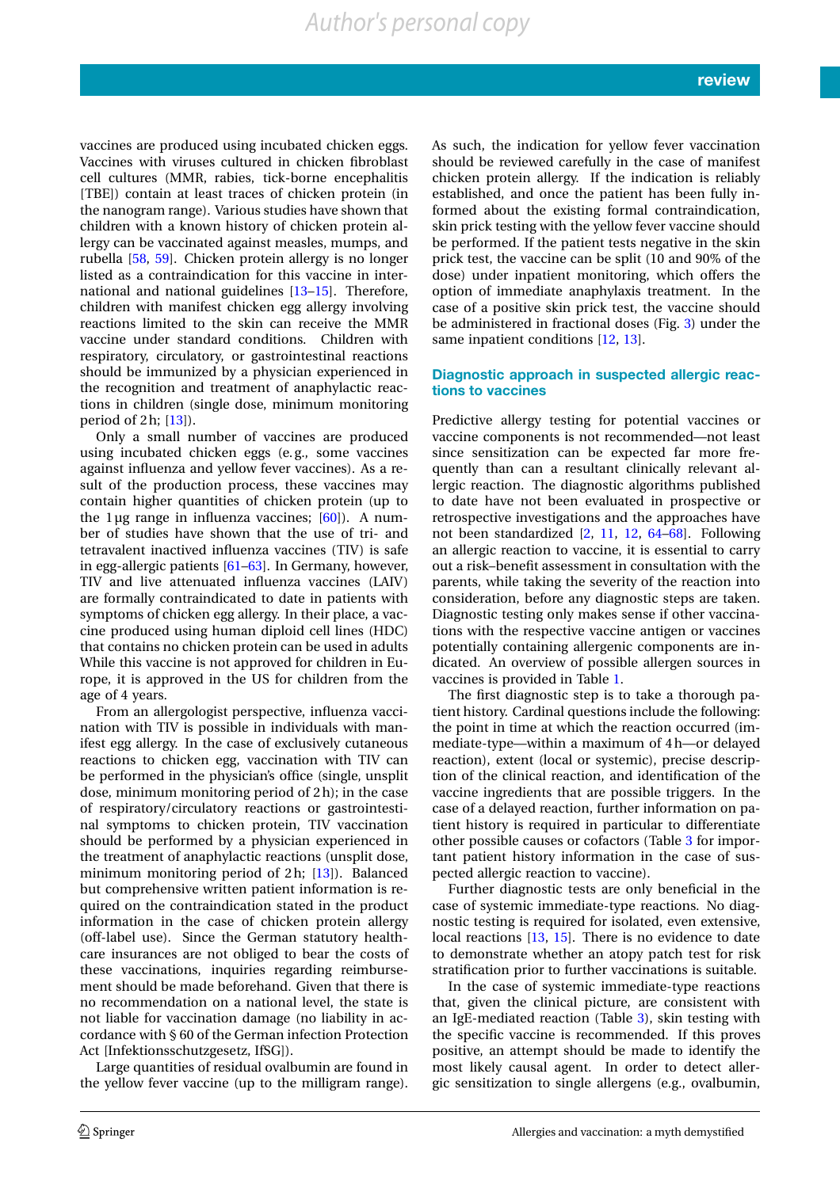vaccines are produced using incubated chicken eggs. Vaccines with viruses cultured in chicken fibroblast cell cultures (MMR, rabies, tick-borne encephalitis [TBE]) contain at least traces of chicken protein (in the nanogram range). Various studies have shown that children with a known history of chicken protein allergy can be vaccinated against measles, mumps, and rubella [58, 59]. Chicken protein allergy is no longer listed as a contraindication for this vaccine in international and national guidelines [13–15]. Therefore, children with manifest chicken egg allergy involving reactions limited to the skin can receive the MMR vaccine under standard conditions. Children with respiratory, circulatory, or gastrointestinal reactions should be immunized by a physician experienced in the recognition and treatment of anaphylactic reactions in children (single dose, minimum monitoring period of 2 h; [13]).

Only a small number of vaccines are produced using incubated chicken eggs (e.g., some vaccines against influenza and yellow fever vaccines). As a result of the production process, these vaccines may contain higher quantities of chicken protein (up to the 1 µg range in influenza vaccines; [60]). A number of studies have shown that the use of tri- and tetravalent inactived influenza vaccines (TIV) is safe in egg-allergic patients [61–63]. In Germany, however, TIV and live attenuated influenza vaccines (LAIV) are formally contraindicated to date in patients with symptoms of chicken egg allergy. In their place, a vaccine produced using human diploid cell lines (HDC) that contains no chicken protein can be used in adults While this vaccine is not approved for children in Europe, it is approved in the US for children from the age of 4 years.

From an allergologist perspective, influenza vaccination with TIV is possible in individuals with manifest egg allergy. In the case of exclusively cutaneous reactions to chicken egg, vaccination with TIV can be performed in the physician's office (single, unsplit dose, minimum monitoring period of 2 h); in the case of respiratory/circulatory reactions or gastrointestinal symptoms to chicken protein, TIV vaccination should be performed by a physician experienced in the treatment of anaphylactic reactions (unsplit dose, minimum monitoring period of 2 h; [13]). Balanced but comprehensive written patient information is required on the contraindication stated in the product information in the case of chicken protein allergy (off-label use). Since the German statutory health-care insurances are not obliged to bear the costs of these vaccinations, inquiries regarding reimbursement should be made beforehand. Given that there is no recommendation on a national level, the state is not liable for vaccination damage (no liability in accordance with § 60 of the German infection Protection Act [Infektionsschutzgesetz, IfSG]).

Large quantities of residual ovalbumin are found in the yellow fever vaccine (up to the milligram range). As such, the indication for yellow fever vaccination should be reviewed carefully in the case of manifest chicken protein allergy. If the indication is reliably established, and once the patient has been fully informed about the existing formal contraindication, skin prick testing with the yellow fever vaccine should be performed. If the patient tests negative in the skin prick test, the vaccine can be split (10 and 90% of the dose) under inpatient monitoring, which offers the option of immediate anaphylaxis treatment. In the case of a positive skin prick test, the vaccine should be administered in fractional doses (Fig. 3) under the same inpatient conditions [12, 13].

## Diagnostic approach in suspected allergic reactions to vaccines

Predictive allergy testing for potential vaccines or vaccine components is not recommended—not least since sensitization can be expected far more frequently than can a resultant clinically relevant allergic reaction. The diagnostic algorithms published to date have not been evaluated in prospective or retrospective investigations and the approaches have not been standardized [2, 11, 12, 64–68]. Following an allergic reaction to vaccine, it is essential to carry out a risk–benefit assessment in consultation with the parents, while taking the severity of the reaction into consideration, before any diagnostic steps are taken. Diagnostic testing only makes sense if other vaccinations with the respective vaccine antigen or vaccines potentially containing allergenic components are indicated. An overview of possible allergen sources in vaccines is provided in Table 1.

The first diagnostic step is to take a thorough patient history. Cardinal questions include the following: the point in time at which the reaction occurred (immediate-type—within a maximum of 4 h—or delayed reaction), extent (local or systemic), precise description of the clinical reaction, and identification of the vaccine ingredients that are possible triggers. In the case of a delayed reaction, further information on patient history is required in particular to differentiate other possible causes or cofactors (Table 3 for important patient history information in the case of suspected allergic reaction to vaccine).

Further diagnostic tests are only beneficial in the case of systemic immediate-type reactions. No diagnostic testing is required for isolated, even extensive, local reactions [13, 15]. There is no evidence to date to demonstrate whether an atopy patch test for risk stratification prior to further vaccinations is suitable.

In the case of systemic immediate-type reactions that, given the clinical picture, are consistent with an IgE-mediated reaction (Table 3), skin testing with the specific vaccine is recommended. If this proves positive, an attempt should be made to identify the most likely causal agent. In order to detect allergic sensitization to single allergens (e.g., ovalbumin,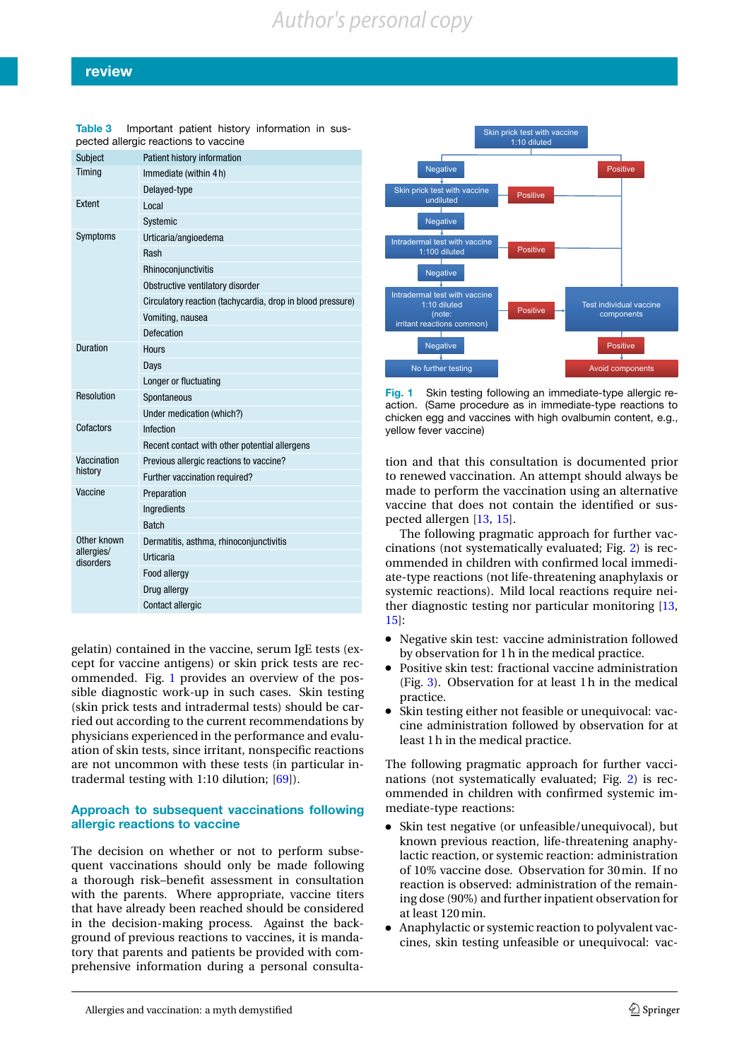**Table 3** Important patient history information in suspected allergic reactions to vaccine

| Subject | Patient history information |
|---|---|
| Timing | Immediate (within 4 h) |
| | Delayed-type |
| Extent | Local |
| | Systemic |
| Symptoms | Urticaria/angioedema |
| | Rash |
| | Rhinoconjunctivitis |
| | Obstructive ventilatory disorder |
| | Circulatory reaction (tachycardia, drop in blood pressure) |
| | Vomiting, nausea |
| | Defecation |
| Duration | Hours |
| | Days |
| | Longer or fluctuating |
| Resolution | Spontaneous |
| | Under medication (which?) |
| Cofactors | Infection |
| | Recent contact with other potential allergens |
| Vaccination history | Previous allergic reactions to vaccine? |
| | Further vaccination required? |
| Vaccine | Preparation |
| | Ingredients |
| | Batch |
| Other known allergies/ disorders | Dermatitis, asthma, rhinoconjunctivitis |
| | Urticaria |
| | Food allergy |
| | Drug allergy |
| | Contact allergic |

gelatin) contained in the vaccine, serum IgE tests (except for vaccine antigens) or skin prick tests are recommended. Fig. 1 provides an overview of the possible diagnostic work-up in such cases. Skin testing (skin prick tests and intradermal tests) should be carried out according to the current recommendations by physicians experienced in the performance and evaluation of skin tests, since irritant, nonspecific reactions are not uncommon with these tests (in particular intradermal testing with 1:10 dilution; [69]).

Skin prick test with vaccine 1:10 diluted → Negative / Positive
Negative → Skin prick test with vaccine undiluted → Positive / Negative
Negative → Intradermal test with vaccine 1:100 diluted → Positive / Negative
Negative → Intradermal test with vaccine 1:10 diluted (note: irritant reactions common) → Positive / Negative
Negative → No further testing
Positive → Test individual vaccine components → Positive → Avoid components

**Fig. 1** Skin testing following an immediate-type allergic reaction. (Same procedure as in immediate-type reactions to chicken egg and vaccines with high ovalbumin content, e.g., yellow fever vaccine)

## Approach to subsequent vaccinations following allergic reactions to vaccine

The decision on whether or not to perform subsequent vaccinations should only be made following a thorough risk–benefit assessment in consultation with the parents. Where appropriate, vaccine titers that have already been reached should be considered in the decision-making process. Against the background of previous reactions to vaccines, it is mandatory that parents and patients be provided with comprehensive information during a personal consultation and that this consultation is documented prior to renewed vaccination. An attempt should always be made to perform the vaccination using an alternative vaccine that does not contain the identified or suspected allergen [13, 15].

The following pragmatic approach for further vaccinations (not systematically evaluated; Fig. 2) is recommended in children with confirmed local immediate-type reactions (not life-threatening anaphylaxis or systemic reactions). Mild local reactions require neither diagnostic testing nor particular monitoring [13, 15]:

- Negative skin test: vaccine administration followed by observation for 1 h in the medical practice.
- Positive skin test: fractional vaccine administration (Fig. 3). Observation for at least 1 h in the medical practice.
- Skin testing either not feasible or unequivocal: vaccine administration followed by observation for at least 1 h in the medical practice.

The following pragmatic approach for further vaccinations (not systematically evaluated; Fig. 2) is recommended in children with confirmed systemic immediate-type reactions:

- Skin test negative (or unfeasible/unequivocal), but known previous reaction, life-threatening anaphylactic reaction, or systemic reaction: administration of 10% vaccine dose. Observation for 30 min. If no reaction is observed: administration of the remaining dose (90%) and further inpatient observation for at least 120 min.
- Anaphylactic or systemic reaction to polyvalent vaccines, skin testing unfeasible or unequivocal: vac-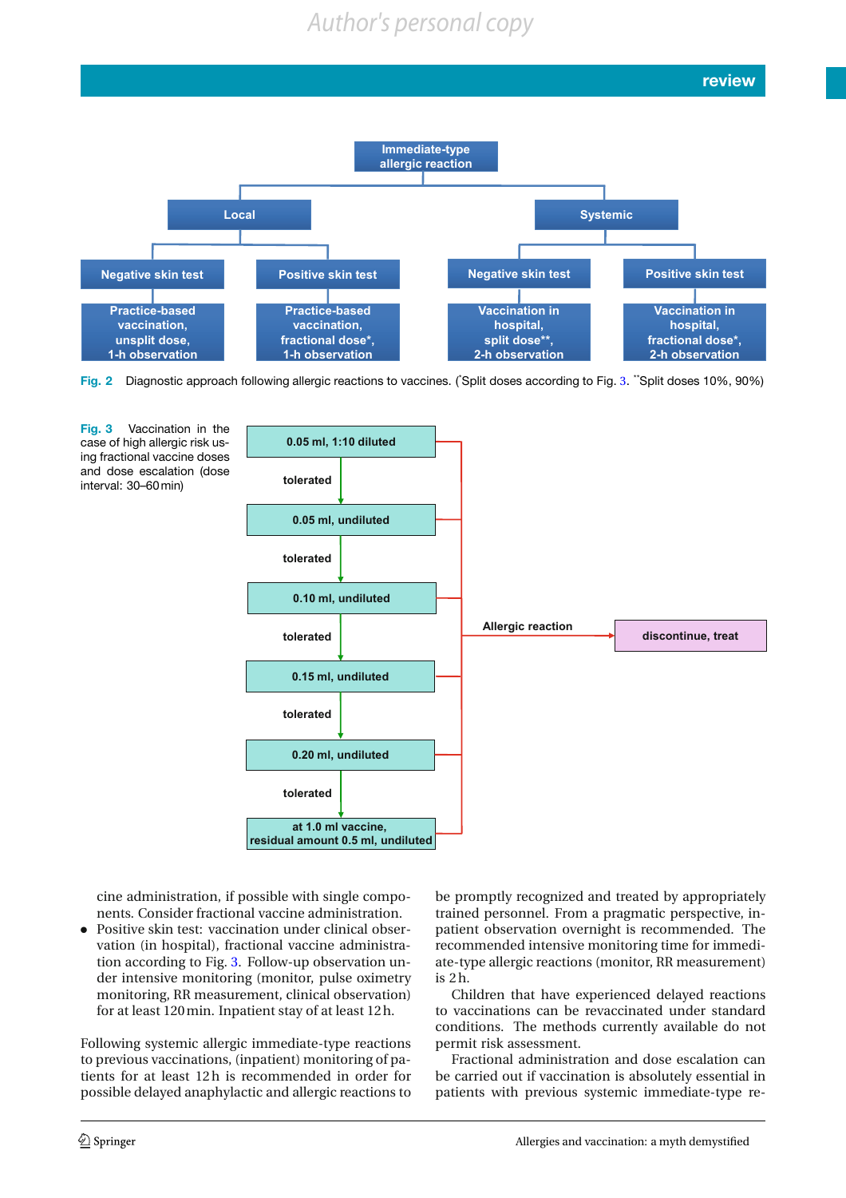Immediate-type allergic reaction

- Local
  - Negative skin test → Practice-based vaccination, unsplit dose, 1-h observation
  - Positive skin test → Practice-based vaccination, fractional dose*, 1-h observation
- Systemic
  - Negative skin test → Vaccination in hospital, split dose**, 2-h observation
  - Positive skin test → Vaccination in hospital, fractional dose*, 2-h observation

**Fig. 2** Diagnostic approach following allergic reactions to vaccines. (*Split doses according to Fig. 3. **Split doses 10%, 90%)

0.05 ml, 1:10 diluted → tolerated → 0.05 ml, undiluted → tolerated → 0.10 ml, undiluted → tolerated → 0.15 ml, undiluted → tolerated → 0.20 ml, undiluted → tolerated → at 1.0 ml vaccine, residual amount 0.5 ml, undiluted

At any step: Allergic reaction → discontinue, treat

**Fig. 3** Vaccination in the case of high allergic risk using fractional vaccine doses and dose escalation (dose interval: 30–60 min)

cine administration, if possible with single components. Consider fractional vaccine administration.

- Positive skin test: vaccination under clinical observation (in hospital), fractional vaccine administration according to Fig. 3. Follow-up observation under intensive monitoring (monitor, pulse oximetry monitoring, RR measurement, clinical observation) for at least 120 min. Inpatient stay of at least 12 h.

Following systemic allergic immediate-type reactions to previous vaccinations, (inpatient) monitoring of patients for at least 12 h is recommended in order for possible delayed anaphylactic and allergic reactions to be promptly recognized and treated by appropriately trained personnel. From a pragmatic perspective, inpatient observation overnight is recommended. The recommended intensive monitoring time for immediate-type allergic reactions (monitor, RR measurement) is 2 h.

Children that have experienced delayed reactions to vaccinations can be revaccinated under standard conditions. The methods currently available do not permit risk assessment.

Fractional administration and dose escalation can be carried out if vaccination is absolutely essential in patients with previous systemic immediate-type re-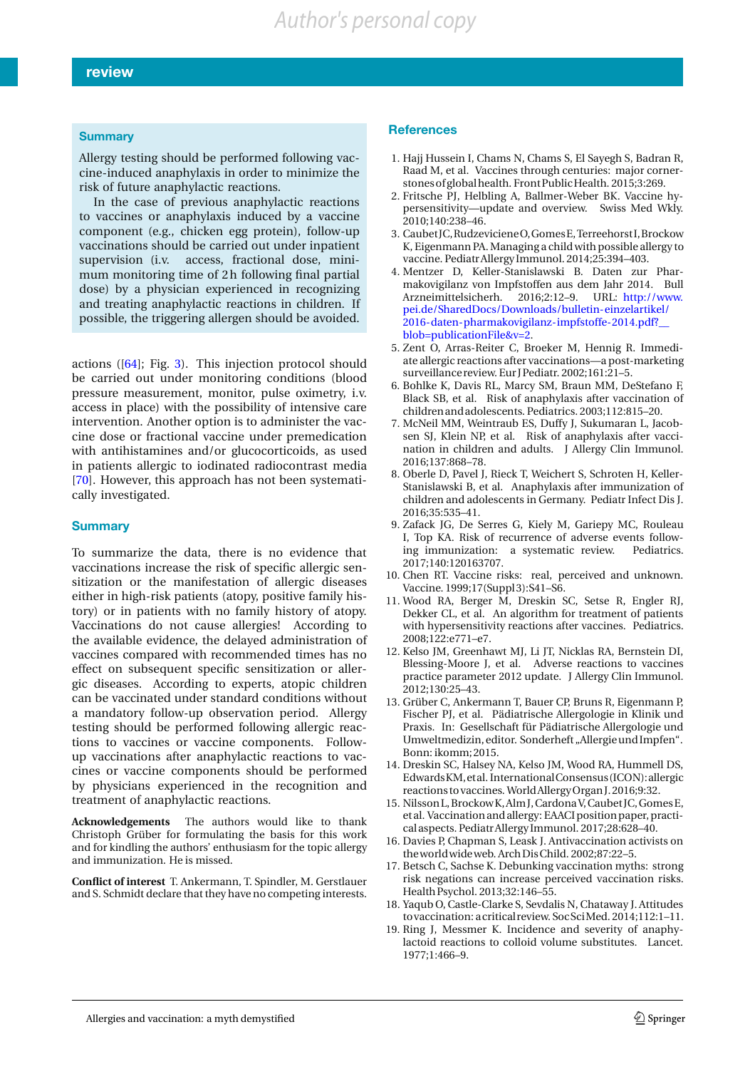## Summary

Allergy testing should be performed following vaccine-induced anaphylaxis in order to minimize the risk of future anaphylactic reactions.

In the case of previous anaphylactic reactions to vaccines or anaphylaxis induced by a vaccine component (e.g., chicken egg protein), follow-up vaccinations should be carried out under inpatient supervision (i.v. access, fractional dose, minimum monitoring time of 2 h following final partial dose) by a physician experienced in recognizing and treating anaphylactic reactions in children. If possible, the triggering allergen should be avoided.

actions ([64]; Fig. 3). This injection protocol should be carried out under monitoring conditions (blood pressure measurement, monitor, pulse oximetry, i.v. access in place) with the possibility of intensive care intervention. Another option is to administer the vaccine dose or fractional vaccine under premedication with antihistamines and/or glucocorticoids, as used in patients allergic to iodinated radiocontrast media [70]. However, this approach has not been systematically investigated.

## Summary

To summarize the data, there is no evidence that vaccinations increase the risk of specific allergic sensitization or the manifestation of allergic diseases either in high-risk patients (atopy, positive family history) or in patients with no family history of atopy. Vaccinations do not cause allergies! According to the available evidence, the delayed administration of vaccines compared with recommended times has no effect on subsequent specific sensitization or allergic diseases. According to experts, atopic children can be vaccinated under standard conditions without a mandatory follow-up observation period. Allergy testing should be performed following allergic reactions to vaccines or vaccine components. Follow-up vaccinations after anaphylactic reactions to vaccines or vaccine components should be performed by physicians experienced in the recognition and treatment of anaphylactic reactions.

**Acknowledgements** The authors would like to thank Christoph Grüber for formulating the basis for this work and for kindling the authors' enthusiasm for the topic allergy and immunization. He is missed.

**Conflict of interest** T. Ankermann, T. Spindler, M. Gerstlauer and S. Schmidt declare that they have no competing interests.

## References

1. Hajj Hussein I, Chams N, Chams S, El Sayegh S, Badran R, Raad M, et al. Vaccines through centuries: major cornerstones of global health. Front Public Health. 2015;3:269.
2. Fritsche PJ, Helbling A, Ballmer-Weber BK. Vaccine hypersensitivity—update and overview. Swiss Med Wkly. 2010;140:238–46.
3. Caubet JC, Rudzeviciene O, Gomes E, Terreehorst I, Brockow K, Eigenmann PA. Managing a child with possible allergy to vaccine. Pediatr Allergy Immunol. 2014;25:394–403.
4. Mentzer D, Keller-Stanislawski B. Daten zur Pharmakovigilanz von Impfstoffen aus dem Jahr 2014. Bull Arzneimittelsicherh. 2016;2:12–9. URL: http://www.pei.de/SharedDocs/Downloads/bulletin-einzelartikel/2016-daten-pharmakovigilanz-impfstoffe-2014.pdf?__blob=publicationFile&v=2.
5. Zent O, Arras-Reiter C, Broeker M, Hennig R. Immediate allergic reactions after vaccinations—a post-marketing surveillance review. Eur J Pediatr. 2002;161:21–5.
6. Bohlke K, Davis RL, Marcy SM, Braun MM, DeStefano F, Black SB, et al. Risk of anaphylaxis after vaccination of children and adolescents. Pediatrics. 2003;112:815–20.
7. McNeil MM, Weintraub ES, Duffy J, Sukumaran L, Jacobsen SJ, Klein NP, et al. Risk of anaphylaxis after vaccination in children and adults. J Allergy Clin Immunol. 2016;137:868–78.
8. Oberle D, Pavel J, Rieck T, Weichert S, Schroten H, Keller-Stanislawski B, et al. Anaphylaxis after immunization of children and adolescents in Germany. Pediatr Infect Dis J. 2016;35:535–41.
9. Zafack JG, De Serres G, Kiely M, Gariepy MC, Rouleau I, Top KA. Risk of recurrence of adverse events following immunization: a systematic review. Pediatrics. 2017;140:120163707.
10. Chen RT. Vaccine risks: real, perceived and unknown. Vaccine. 1999;17(Suppl 3):S41–S6.
11. Wood RA, Berger M, Dreskin SC, Setse R, Engler RJ, Dekker CL, et al. An algorithm for treatment of patients with hypersensitivity reactions after vaccines. Pediatrics. 2008;122:e771–e7.
12. Kelso JM, Greenhawt MJ, Li JT, Nicklas RA, Bernstein DI, Blessing-Moore J, et al. Adverse reactions to vaccines practice parameter 2012 update. J Allergy Clin Immunol. 2012;130:25–43.
13. Grüber C, Ankermann T, Bauer CP, Bruns R, Eigenmann P, Fischer PJ, et al. Pädiatrische Allergologie in Klinik und Praxis. In: Gesellschaft für Pädiatrische Allergologie und Umweltmedizin, editor. Sonderheft „Allergie und Impfen". Bonn: ikomm; 2015.
14. Dreskin SC, Halsey NA, Kelso JM, Wood RA, Hummell DS, Edwards KM, et al. International Consensus (ICON): allergic reactions to vaccines. World Allergy Organ J. 2016;9:32.
15. Nilsson L, Brockow K, Alm J, Cardona V, Caubet JC, Gomes E, et al. Vaccination and allergy: EAACI position paper, practical aspects. Pediatr Allergy Immunol. 2017;28:628–40.
16. Davies P, Chapman S, Leask J. Antivaccination activists on the world wide web. Arch Dis Child. 2002;87:22–5.
17. Betsch C, Sachse K. Debunking vaccination myths: strong risk negations can increase perceived vaccination risks. Health Psychol. 2013;32:146–55.
18. Yaqub O, Castle-Clarke S, Sevdalis N, Chataway J. Attitudes to vaccination: a critical review. Soc Sci Med. 2014;112:1–11.
19. Ring J, Messmer K. Incidence and severity of anaphylactoid reactions to colloid volume substitutes. Lancet. 1977;1:466–9.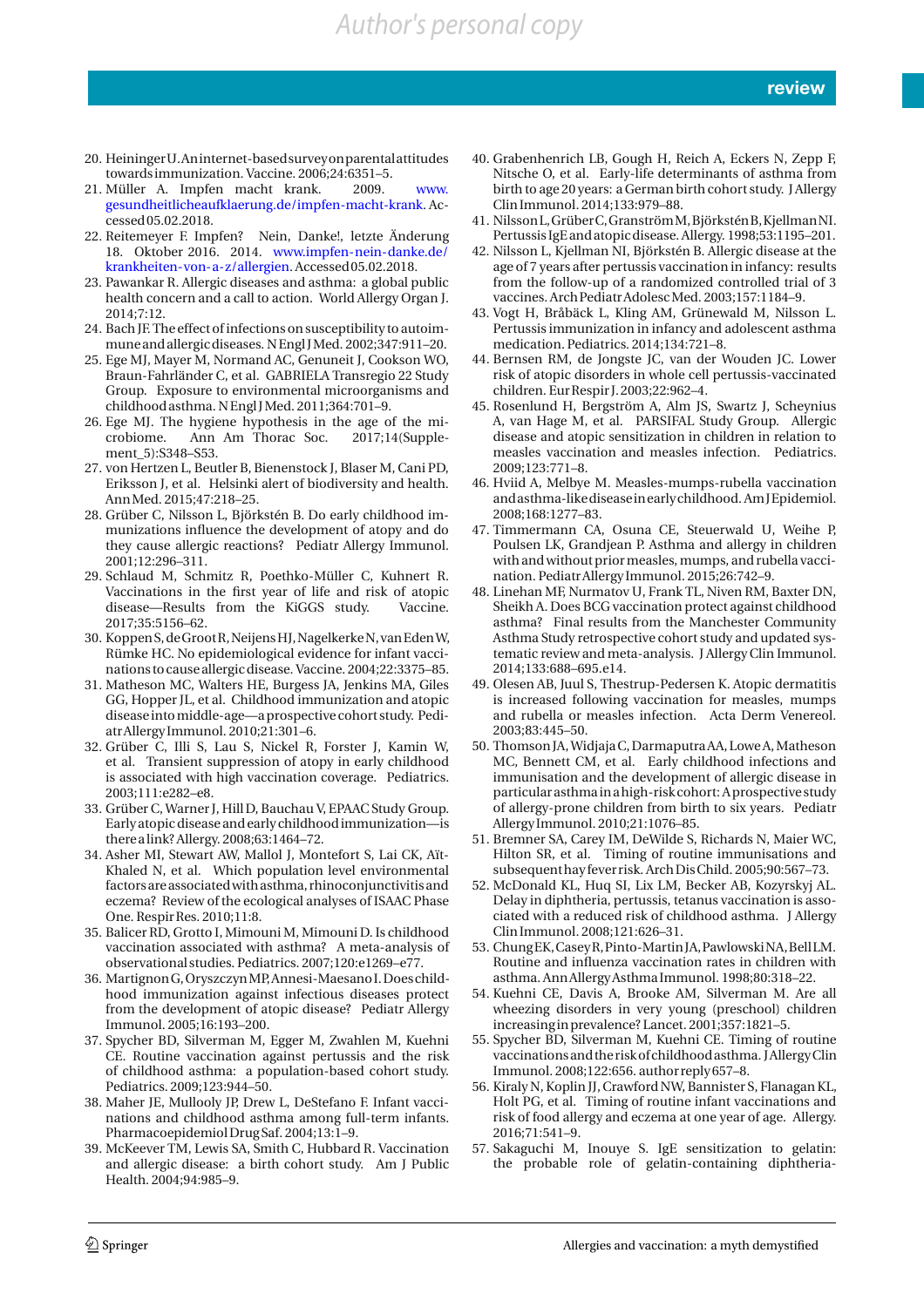20. Heininger U. An internet-based survey on parental attitudes towards immunization. Vaccine. 2006;24:6351–5.
21. Müller A. Impfen macht krank. 2009. www.gesundheitlicheaufklaerung.de/impfen-macht-krank. Accessed 05.02.2018.
22. Reitemeyer F. Impfen? Nein, Danke!, letzte Änderung 18. Oktober 2016. 2014. www.impfen-nein-danke.de/krankheiten-von-a-z/allergien. Accessed 05.02.2018.
23. Pawankar R. Allergic diseases and asthma: a global public health concern and a call to action. World Allergy Organ J. 2014;7:12.
24. Bach JF. The effect of infections on susceptibility to autoimmune and allergic diseases. N Engl J Med. 2002;347:911–20.
25. Ege MJ, Mayer M, Normand AC, Genuneit J, Cookson WO, Braun-Fahrländer C, et al. GABRIELA Transregio 22 Study Group. Exposure to environmental microorganisms and childhood asthma. N Engl J Med. 2011;364:701–9.
26. Ege MJ. The hygiene hypothesis in the age of the microbiome. Ann Am Thorac Soc. 2017;14(Supplement_5):S348–S53.
27. von Hertzen L, Beutler B, Bienenstock J, Blaser M, Cani PD, Eriksson J, et al. Helsinki alert of biodiversity and health. Ann Med. 2015;47:218–25.
28. Grüber C, Nilsson L, Björkstén B. Do early childhood immunizations influence the development of atopy and do they cause allergic reactions? Pediatr Allergy Immunol. 2001;12:296–311.
29. Schlaud M, Schmitz R, Poethko-Müller C, Kuhnert R. Vaccinations in the first year of life and risk of atopic disease—Results from the KiGGS study. Vaccine. 2017;35:5156–62.
30. Koppen S, de Groot R, Neijens HJ, Nagelkerke N, van Eden W, Rümke HC. No epidemiological evidence for infant vaccinations to cause allergic disease. Vaccine. 2004;22:3375–85.
31. Matheson MC, Walters HE, Burgess JA, Jenkins MA, Giles GG, Hopper JL, et al. Childhood immunization and atopic disease into middle-age—a prospective cohort study. Pediatr Allergy Immunol. 2010;21:301–6.
32. Grüber C, Illi S, Lau S, Nickel R, Forster J, Kamin W, et al. Transient suppression of atopy in early childhood is associated with high vaccination coverage. Pediatrics. 2003;111:e282–e8.
33. Grüber C, Warner J, Hill D, Bauchau V, EPAAC Study Group. Early atopic disease and early childhood immunization—is there a link? Allergy. 2008;63:1464–72.
34. Asher MI, Stewart AW, Mallol J, Montefort S, Lai CK, Aït-Khaled N, et al. Which population level environmental factors are associated with asthma, rhinoconjunctivitis and eczema? Review of the ecological analyses of ISAAC Phase One. Respir Res. 2010;11:8.
35. Balicer RD, Grotto I, Mimouni M, Mimouni D. Is childhood vaccination associated with asthma? A meta-analysis of observational studies. Pediatrics. 2007;120:e1269–e77.
36. Martignon G, Oryszczyn MP, Annesi-Maesano I. Does childhood immunization against infectious diseases protect from the development of atopic disease? Pediatr Allergy Immunol. 2005;16:193–200.
37. Spycher BD, Silverman M, Egger M, Zwahlen M, Kuehni CE. Routine vaccination against pertussis and the risk of childhood asthma: a population-based cohort study. Pediatrics. 2009;123:944–50.
38. Maher JE, Mullooly JP, Drew L, DeStefano F. Infant vaccinations and childhood asthma among full-term infants. Pharmacoepidemiol Drug Saf. 2004;13:1–9.
39. McKeever TM, Lewis SA, Smith C, Hubbard R. Vaccination and allergic disease: a birth cohort study. Am J Public Health. 2004;94:985–9.
40. Grabenhenrich LB, Gough H, Reich A, Eckers N, Zepp F, Nitsche O, et al. Early-life determinants of asthma from birth to age 20 years: a German birth cohort study. J Allergy Clin Immunol. 2014;133:979–88.
41. Nilsson L, Grüber C, Granström M, Björkstén B, Kjellman NI. Pertussis IgE and atopic disease. Allergy. 1998;53:1195–201.
42. Nilsson L, Kjellman NI, Björkstén B. Allergic disease at the age of 7 years after pertussis vaccination in infancy: results from the follow-up of a randomized controlled trial of 3 vaccines. Arch Pediatr Adolesc Med. 2003;157:1184–9.
43. Vogt H, Bråbäck L, Kling AM, Grünewald M, Nilsson L. Pertussis immunization in infancy and adolescent asthma medication. Pediatrics. 2014;134:721–8.
44. Bernsen RM, de Jongste JC, van der Wouden JC. Lower risk of atopic disorders in whole cell pertussis-vaccinated children. Eur Respir J. 2003;22:962–4.
45. Rosenlund H, Bergström A, Alm JS, Swartz J, Scheynius A, van Hage M, et al. PARSIFAL Study Group. Allergic disease and atopic sensitization in children in relation to measles vaccination and measles infection. Pediatrics. 2009;123:771–8.
46. Hviid A, Melbye M. Measles-mumps-rubella vaccination and asthma-like disease in early childhood. Am J Epidemiol. 2008;168:1277–83.
47. Timmermann CA, Osuna CE, Steuerwald U, Weihe P, Poulsen LK, Grandjean P. Asthma and allergy in children with and without prior measles, mumps, and rubella vaccination. Pediatr Allergy Immunol. 2015;26:742–9.
48. Linehan MF, Nurmatov U, Frank TL, Niven RM, Baxter DN, Sheikh A. Does BCG vaccination protect against childhood asthma? Final results from the Manchester Community Asthma Study retrospective cohort study and updated systematic review and meta-analysis. J Allergy Clin Immunol. 2014;133:688–695.e14.
49. Olesen AB, Juul S, Thestrup-Pedersen K. Atopic dermatitis is increased following vaccination for measles, mumps and rubella or measles infection. Acta Derm Venereol. 2003;83:445–50.
50. Thomson JA, Widjaja C, Darmaputra AA, Lowe A, Matheson MC, Bennett CM, et al. Early childhood infections and immunisation and the development of allergic disease in particular asthma in a high-risk cohort: A prospective study of allergy-prone children from birth to six years. Pediatr Allergy Immunol. 2010;21:1076–85.
51. Bremner SA, Carey IM, DeWilde S, Richards N, Maier WC, Hilton SR, et al. Timing of routine immunisations and subsequent hay fever risk. Arch Dis Child. 2005;90:567–73.
52. McDonald KL, Huq SI, Lix LM, Becker AB, Kozyrskyj AL. Delay in diphtheria, pertussis, tetanus vaccination is associated with a reduced risk of childhood asthma. J Allergy Clin Immunol. 2008;121:626–31.
53. Chung EK, Casey R, Pinto-Martin JA, Pawlowski NA, Bell LM. Routine and influenza vaccination rates in children with asthma. Ann Allergy Asthma Immunol. 1998;80:318–22.
54. Kuehni CE, Davis A, Brooke AM, Silverman M. Are all wheezing disorders in very young (preschool) children increasing in prevalence? Lancet. 2001;357:1821–5.
55. Spycher BD, Silverman M, Kuehni CE. Timing of routine vaccinations and the risk of childhood asthma. J Allergy Clin Immunol. 2008;122:656. author reply 657–8.
56. Kiraly N, Koplin JJ, Crawford NW, Bannister S, Flanagan KL, Holt PG, et al. Timing of routine infant vaccinations and risk of food allergy and eczema at one year of age. Allergy. 2016;71:541–9.
57. Sakaguchi M, Inouye S. IgE sensitization to gelatin: the probable role of gelatin-containing diphtheria-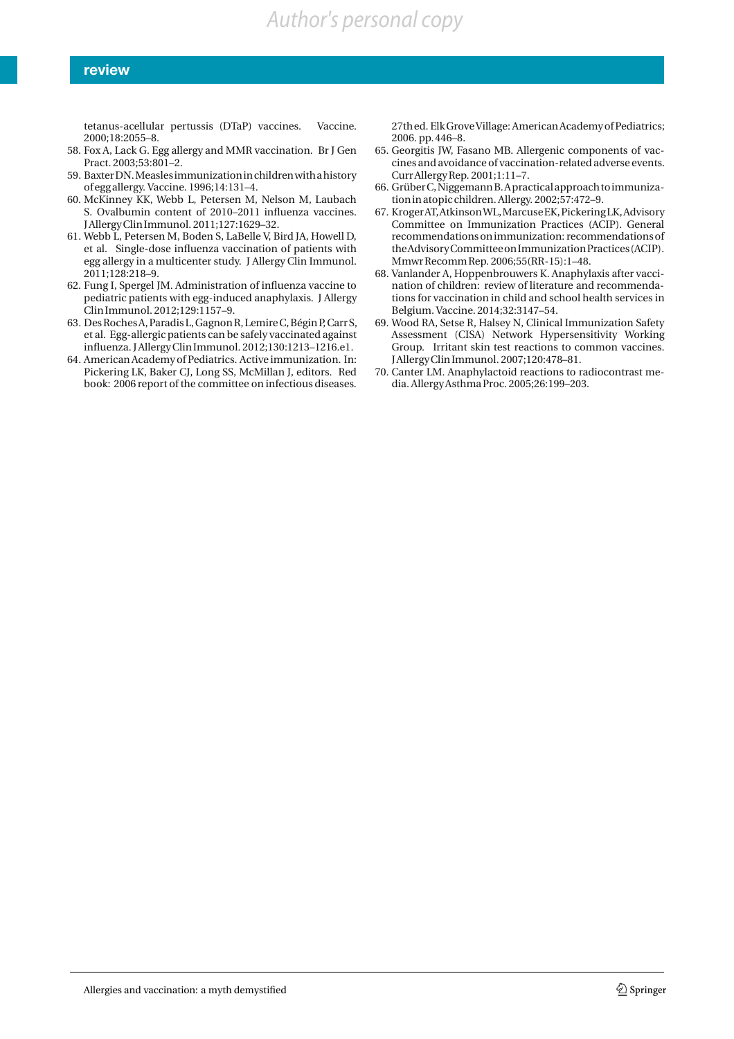tetanus-acellular pertussis (DTaP) vaccines. Vaccine. 2000;18:2055–8.

58. Fox A, Lack G. Egg allergy and MMR vaccination. Br J Gen Pract. 2003;53:801–2.
59. Baxter DN. Measles immunization in children with a history of egg allergy. Vaccine. 1996;14:131–4.
60. McKinney KK, Webb L, Petersen M, Nelson M, Laubach S. Ovalbumin content of 2010–2011 influenza vaccines. J Allergy Clin Immunol. 2011;127:1629–32.
61. Webb L, Petersen M, Boden S, LaBelle V, Bird JA, Howell D, et al. Single-dose influenza vaccination of patients with egg allergy in a multicenter study. J Allergy Clin Immunol. 2011;128:218–9.
62. Fung I, Spergel JM. Administration of influenza vaccine to pediatric patients with egg-induced anaphylaxis. J Allergy Clin Immunol. 2012;129:1157–9.
63. Des Roches A, Paradis L, Gagnon R, Lemire C, Bégin P, Carr S, et al. Egg-allergic patients can be safely vaccinated against influenza. J Allergy Clin Immunol. 2012;130:1213–1216.e1.
64. American Academy of Pediatrics. Active immunization. In: Pickering LK, Baker CJ, Long SS, McMillan J, editors. Red book: 2006 report of the committee on infectious diseases. 27th ed. Elk Grove Village: American Academy of Pediatrics; 2006. pp. 446–8.
65. Georgitis JW, Fasano MB. Allergenic components of vaccines and avoidance of vaccination-related adverse events. Curr Allergy Rep. 2001;1:11–7.
66. Grüber C, Niggemann B. A practical approach to immunization in atopic children. Allergy. 2002;57:472–9.
67. Kroger AT, Atkinson WL, Marcuse EK, Pickering LK, Advisory Committee on Immunization Practices (ACIP). General recommendations on immunization: recommendations of the Advisory Committee on Immunization Practices (ACIP). Mmwr Recomm Rep. 2006;55(RR-15):1–48.
68. Vanlander A, Hoppenbrouwers K. Anaphylaxis after vaccination of children: review of literature and recommendations for vaccination in child and school health services in Belgium. Vaccine. 2014;32:3147–54.
69. Wood RA, Setse R, Halsey N, Clinical Immunization Safety Assessment (CISA) Network Hypersensitivity Working Group. Irritant skin test reactions to common vaccines. J Allergy Clin Immunol. 2007;120:478–81.
70. Canter LM. Anaphylactoid reactions to radiocontrast media. Allergy Asthma Proc. 2005;26:199–203.